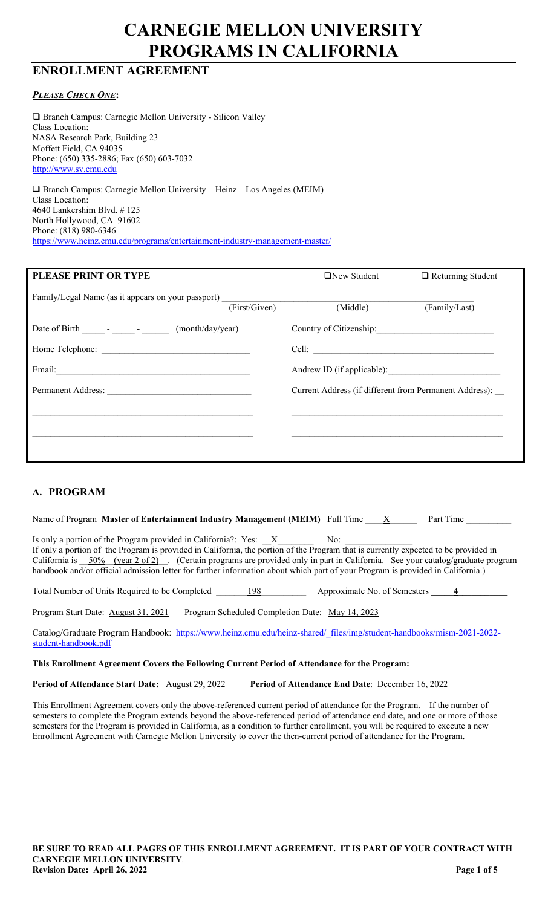# CARNEGIE MELLON UNIVERSITY PROGRAMS IN CALIFORNIA

## ENROLLMENT AGREEMENT

***PLEASE CHECK ONE*:**

❑ Branch Campus: Carnegie Mellon University - Silicon Valley
Class Location:
NASA Research Park, Building 23
Moffett Field, CA 94035
Phone: (650) 335-2886; Fax (650) 603-7032
http://www.sv.cmu.edu

❑ Branch Campus: Carnegie Mellon University – Heinz – Los Angeles (MEIM)
Class Location:
4640 Lankershim Blvd. # 125
North Hollywood, CA 91602
Phone: (818) 980-6346
https://www.heinz.cmu.edu/programs/entertainment-industry-management-master/

| **PLEASE PRINT OR TYPE** | ❑New Student | ❑ Returning Student |
|---|---|---|
| Family/Legal Name (as it appears on your passport) ______ (First/Given) | (Middle) | (Family/Last) |
| Date of Birth _____ - _____ - ______ (month/day/year) | Country of Citizenship: ______ | |
| Home Telephone: ______ | Cell: ______ | |
| Email: ______ | Andrew ID (if applicable): ______ | |
| Permanent Address: ______ | Current Address (if different from Permanent Address): __ | |

## A. PROGRAM

Name of Program **Master of Entertainment Industry Management (MEIM)** Full Time ___X___ Part Time ________

Is only a portion of the Program provided in California?: Yes: __X__ No: ________
If only a portion of the Program is provided in California, the portion of the Program that is currently expected to be provided in California is __50% (year 2 of 2)__. (Certain programs are provided only in part in California. See your catalog/graduate program handbook and/or official admission letter for further information about which part of your Program is provided in California.)

Total Number of Units Required to be Completed ___198___ Approximate No. of Semesters ___4___

Program Start Date: August 31, 2021 Program Scheduled Completion Date: May 14, 2023

Catalog/Graduate Program Handbook: https://www.heinz.cmu.edu/heinz-shared/_files/img/student-handbooks/mism-2021-2022-student-handbook.pdf

**This Enrollment Agreement Covers the Following Current Period of Attendance for the Program:**

**Period of Attendance Start Date:** August 29, 2022 **Period of Attendance End Date**: December 16, 2022

This Enrollment Agreement covers only the above-referenced current period of attendance for the Program. If the number of semesters to complete the Program extends beyond the above-referenced period of attendance end date, and one or more of those semesters for the Program is provided in California, as a condition to further enrollment, you will be required to execute a new Enrollment Agreement with Carnegie Mellon University to cover the then-current period of attendance for the Program.

**BE SURE TO READ ALL PAGES OF THIS ENROLLMENT AGREEMENT. IT IS PART OF YOUR CONTRACT WITH CARNEGIE MELLON UNIVERSITY**.
**Revision Date: April 26, 2022**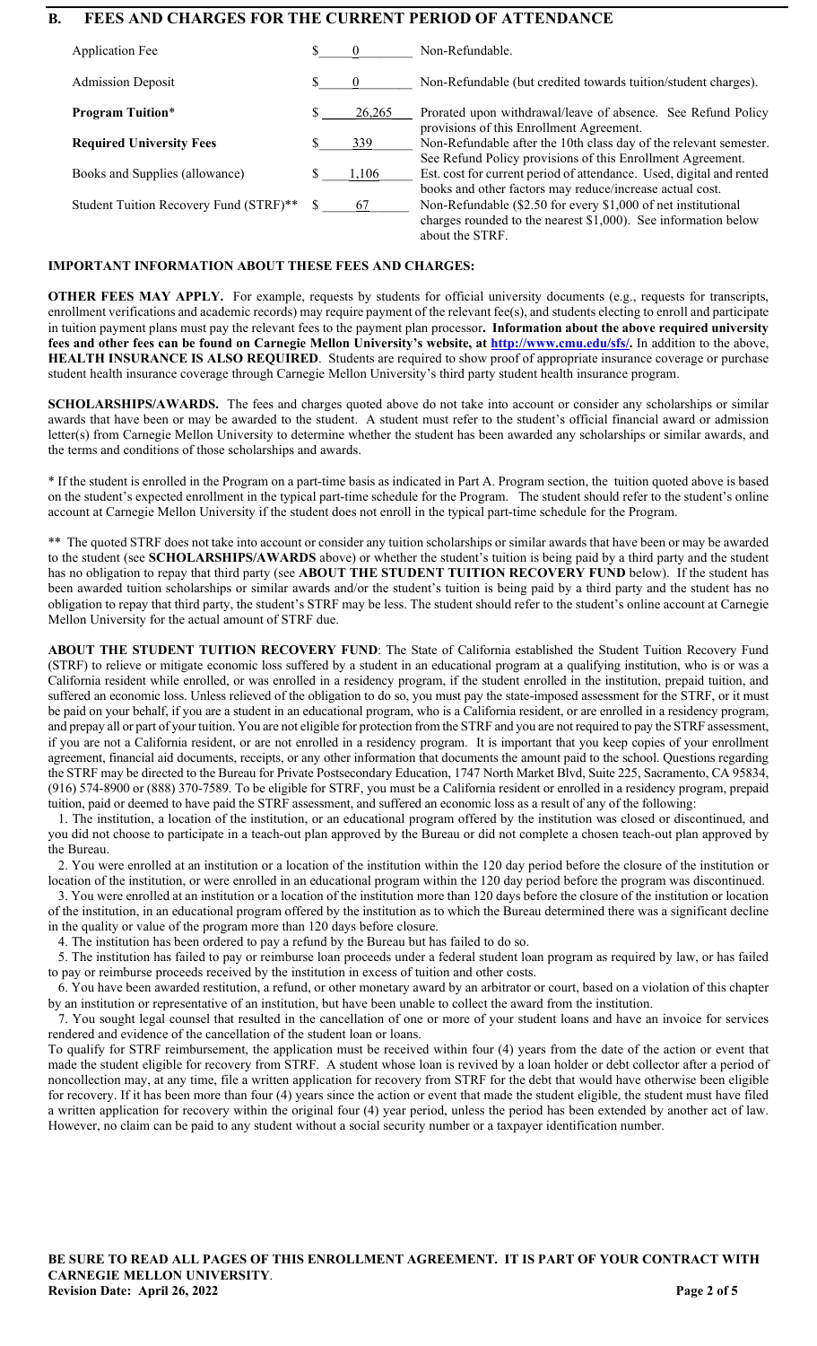## B. FEES AND CHARGES FOR THE CURRENT PERIOD OF ATTENDANCE

| Item | Amount | Notes |
|---|---|---|
| Application Fee | $ 0 | Non-Refundable. |
| Admission Deposit | $ 0 | Non-Refundable (but credited towards tuition/student charges). |
| **Program Tuition*** | $ 26,265 | Prorated upon withdrawal/leave of absence. See Refund Policy provisions of this Enrollment Agreement. |
| **Required University Fees** | $ 339 | Non-Refundable after the 10th class day of the relevant semester. See Refund Policy provisions of this Enrollment Agreement. |
| Books and Supplies (allowance) | $ 1,106 | Est. cost for current period of attendance. Used, digital and rented books and other factors may reduce/increase actual cost. |
| Student Tuition Recovery Fund (STRF)** | $ 67 | Non-Refundable ($2.50 for every $1,000 of net institutional charges rounded to the nearest $1,000). See information below about the STRF. |

### IMPORTANT INFORMATION ABOUT THESE FEES AND CHARGES:

**OTHER FEES MAY APPLY.** For example, requests by students for official university documents (e.g., requests for transcripts, enrollment verifications and academic records) may require payment of the relevant fee(s), and students electing to enroll and participate in tuition payment plans must pay the relevant fees to the payment plan processor**. Information about the above required university fees and other fees can be found on Carnegie Mellon University's website, at http://www.cmu.edu/sfs/.** In addition to the above, **HEALTH INSURANCE IS ALSO REQUIRED**. Students are required to show proof of appropriate insurance coverage or purchase student health insurance coverage through Carnegie Mellon University's third party student health insurance program.

**SCHOLARSHIPS/AWARDS.** The fees and charges quoted above do not take into account or consider any scholarships or similar awards that have been or may be awarded to the student. A student must refer to the student's official financial award or admission letter(s) from Carnegie Mellon University to determine whether the student has been awarded any scholarships or similar awards, and the terms and conditions of those scholarships and awards.

\* If the student is enrolled in the Program on a part-time basis as indicated in Part A. Program section, the tuition quoted above is based on the student's expected enrollment in the typical part-time schedule for the Program. The student should refer to the student's online account at Carnegie Mellon University if the student does not enroll in the typical part-time schedule for the Program.

\*\* The quoted STRF does not take into account or consider any tuition scholarships or similar awards that have been or may be awarded to the student (see **SCHOLARSHIPS/AWARDS** above) or whether the student's tuition is being paid by a third party and the student has no obligation to repay that third party (see **ABOUT THE STUDENT TUITION RECOVERY FUND** below). If the student has been awarded tuition scholarships or similar awards and/or the student's tuition is being paid by a third party and the student has no obligation to repay that third party, the student's STRF may be less. The student should refer to the student's online account at Carnegie Mellon University for the actual amount of STRF due.

**ABOUT THE STUDENT TUITION RECOVERY FUND**: The State of California established the Student Tuition Recovery Fund (STRF) to relieve or mitigate economic loss suffered by a student in an educational program at a qualifying institution, who is or was a California resident while enrolled, or was enrolled in a residency program, if the student enrolled in the institution, prepaid tuition, and suffered an economic loss. Unless relieved of the obligation to do so, you must pay the state-imposed assessment for the STRF, or it must be paid on your behalf, if you are a student in an educational program, who is a California resident, or are enrolled in a residency program, and prepay all or part of your tuition. You are not eligible for protection from the STRF and you are not required to pay the STRF assessment, if you are not a California resident, or are not enrolled in a residency program. It is important that you keep copies of your enrollment agreement, financial aid documents, receipts, or any other information that documents the amount paid to the school. Questions regarding the STRF may be directed to the Bureau for Private Postsecondary Education, 1747 North Market Blvd, Suite 225, Sacramento, CA 95834, (916) 574-8900 or (888) 370-7589. To be eligible for STRF, you must be a California resident or enrolled in a residency program, prepaid tuition, paid or deemed to have paid the STRF assessment, and suffered an economic loss as a result of any of the following:

1. The institution, a location of the institution, or an educational program offered by the institution was closed or discontinued, and you did not choose to participate in a teach-out plan approved by the Bureau or did not complete a chosen teach-out plan approved by the Bureau.
2. You were enrolled at an institution or a location of the institution within the 120 day period before the closure of the institution or location of the institution, or were enrolled in an educational program within the 120 day period before the program was discontinued.
3. You were enrolled at an institution or a location of the institution more than 120 days before the closure of the institution or location of the institution, in an educational program offered by the institution as to which the Bureau determined there was a significant decline in the quality or value of the program more than 120 days before closure.
4. The institution has been ordered to pay a refund by the Bureau but has failed to do so.
5. The institution has failed to pay or reimburse loan proceeds under a federal student loan program as required by law, or has failed to pay or reimburse proceeds received by the institution in excess of tuition and other costs.
6. You have been awarded restitution, a refund, or other monetary award by an arbitrator or court, based on a violation of this chapter by an institution or representative of an institution, but have been unable to collect the award from the institution.
7. You sought legal counsel that resulted in the cancellation of one or more of your student loans and have an invoice for services rendered and evidence of the cancellation of the student loan or loans.

To qualify for STRF reimbursement, the application must be received within four (4) years from the date of the action or event that made the student eligible for recovery from STRF. A student whose loan is revived by a loan holder or debt collector after a period of noncollection may, at any time, file a written application for recovery from STRF for the debt that would have otherwise been eligible for recovery. If it has been more than four (4) years since the action or event that made the student eligible, the student must have filed a written application for recovery within the original four (4) year period, unless the period has been extended by another act of law. However, no claim can be paid to any student without a social security number or a taxpayer identification number.

**BE SURE TO READ ALL PAGES OF THIS ENROLLMENT AGREEMENT. IT IS PART OF YOUR CONTRACT WITH CARNEGIE MELLON UNIVERSITY**.
**Revision Date: April 26, 2022**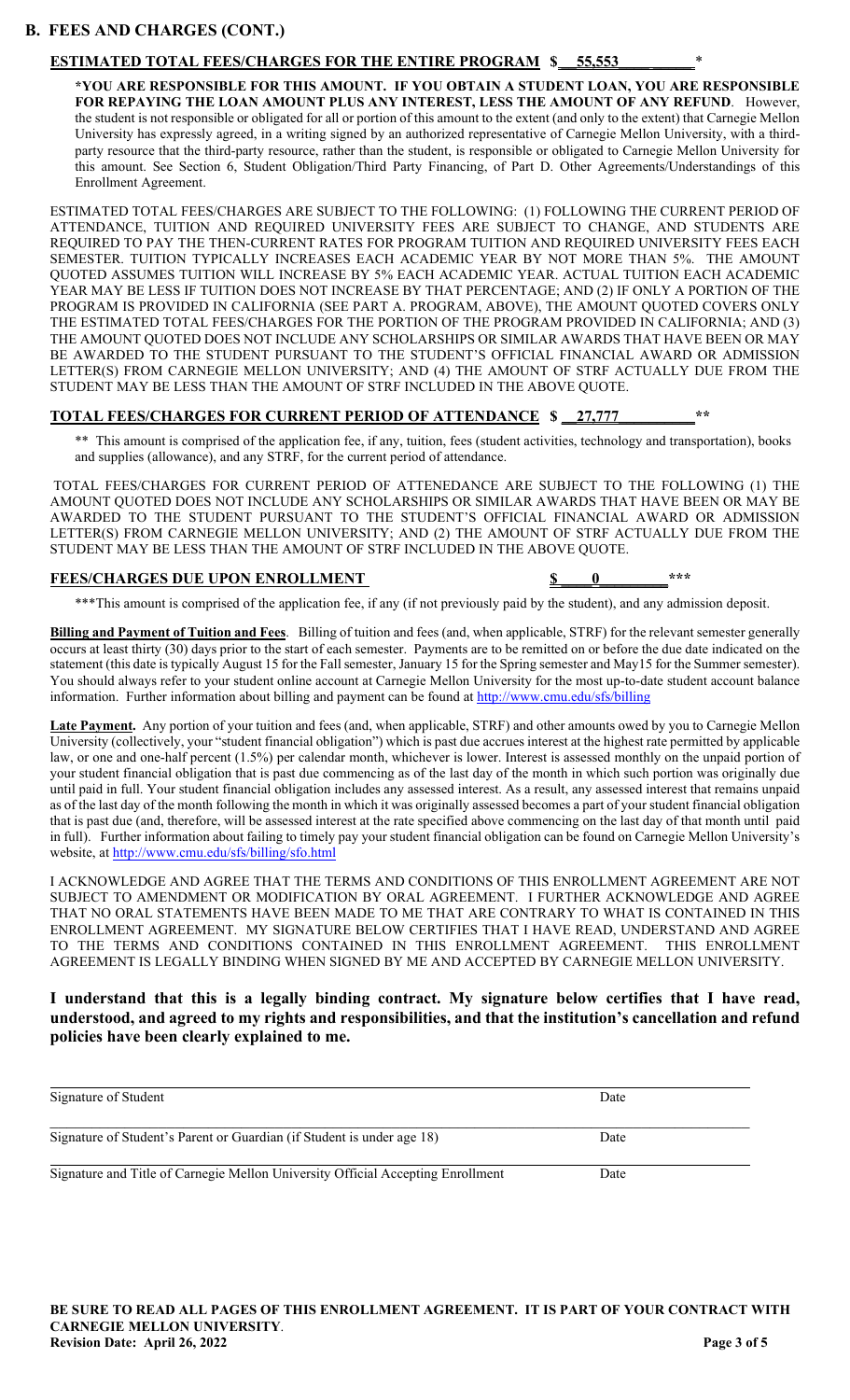## B. FEES AND CHARGES (CONT.)

**ESTIMATED TOTAL FEES/CHARGES FOR THE ENTIRE PROGRAM $__55,553__________***

**\*YOU ARE RESPONSIBLE FOR THIS AMOUNT. IF YOU OBTAIN A STUDENT LOAN, YOU ARE RESPONSIBLE FOR REPAYING THE LOAN AMOUNT PLUS ANY INTEREST, LESS THE AMOUNT OF ANY REFUND**. However, the student is not responsible or obligated for all or portion of this amount to the extent (and only to the extent) that Carnegie Mellon University has expressly agreed, in a writing signed by an authorized representative of Carnegie Mellon University, with a third-party resource that the third-party resource, rather than the student, is responsible or obligated to Carnegie Mellon University for this amount. See Section 6, Student Obligation/Third Party Financing, of Part D. Other Agreements/Understandings of this Enrollment Agreement.

ESTIMATED TOTAL FEES/CHARGES ARE SUBJECT TO THE FOLLOWING: (1) FOLLOWING THE CURRENT PERIOD OF ATTENDANCE, TUITION AND REQUIRED UNIVERSITY FEES ARE SUBJECT TO CHANGE, AND STUDENTS ARE REQUIRED TO PAY THE THEN-CURRENT RATES FOR PROGRAM TUITION AND REQUIRED UNIVERSITY FEES EACH SEMESTER. TUITION TYPICALLY INCREASES EACH ACADEMIC YEAR BY NOT MORE THAN 5%. THE AMOUNT QUOTED ASSUMES TUITION WILL INCREASE BY 5% EACH ACADEMIC YEAR. ACTUAL TUITION EACH ACADEMIC YEAR MAY BE LESS IF TUITION DOES NOT INCREASE BY THAT PERCENTAGE; AND (2) IF ONLY A PORTION OF THE PROGRAM IS PROVIDED IN CALIFORNIA (SEE PART A. PROGRAM, ABOVE), THE AMOUNT QUOTED COVERS ONLY THE ESTIMATED TOTAL FEES/CHARGES FOR THE PORTION OF THE PROGRAM PROVIDED IN CALIFORNIA; AND (3) THE AMOUNT QUOTED DOES NOT INCLUDE ANY SCHOLARSHIPS OR SIMILAR AWARDS THAT HAVE BEEN OR MAY BE AWARDED TO THE STUDENT PURSUANT TO THE STUDENT'S OFFICIAL FINANCIAL AWARD OR ADMISSION LETTER(S) FROM CARNEGIE MELLON UNIVERSITY; AND (4) THE AMOUNT OF STRF ACTUALLY DUE FROM THE STUDENT MAY BE LESS THAN THE AMOUNT OF STRF INCLUDED IN THE ABOVE QUOTE.

**TOTAL FEES/CHARGES FOR CURRENT PERIOD OF ATTENDANCE $__27,777__________\*\***

\*\* This amount is comprised of the application fee, if any, tuition, fees (student activities, technology and transportation), books and supplies (allowance), and any STRF, for the current period of attendance.

TOTAL FEES/CHARGES FOR CURRENT PERIOD OF ATTENEDANCE ARE SUBJECT TO THE FOLLOWING (1) THE AMOUNT QUOTED DOES NOT INCLUDE ANY SCHOLARSHIPS OR SIMILAR AWARDS THAT HAVE BEEN OR MAY BE AWARDED TO THE STUDENT PURSUANT TO THE STUDENT'S OFFICIAL FINANCIAL AWARD OR ADMISSION LETTER(S) FROM CARNEGIE MELLON UNIVERSITY; AND (2) THE AMOUNT OF STRF ACTUALLY DUE FROM THE STUDENT MAY BE LESS THAN THE AMOUNT OF STRF INCLUDED IN THE ABOVE QUOTE.

**FEES/CHARGES DUE UPON ENROLLMENT $____0_________\*\*\***

\*\*\*This amount is comprised of the application fee, if any (if not previously paid by the student), and any admission deposit.

**Billing and Payment of Tuition and Fees**. Billing of tuition and fees (and, when applicable, STRF) for the relevant semester generally occurs at least thirty (30) days prior to the start of each semester. Payments are to be remitted on or before the due date indicated on the statement (this date is typically August 15 for the Fall semester, January 15 for the Spring semester and May15 for the Summer semester). You should always refer to your student online account at Carnegie Mellon University for the most up-to-date student account balance information. Further information about billing and payment can be found at http://www.cmu.edu/sfs/billing

**Late Payment.** Any portion of your tuition and fees (and, when applicable, STRF) and other amounts owed by you to Carnegie Mellon University (collectively, your "student financial obligation") which is past due accrues interest at the highest rate permitted by applicable law, or one and one-half percent (1.5%) per calendar month, whichever is lower. Interest is assessed monthly on the unpaid portion of your student financial obligation that is past due commencing as of the last day of the month in which such portion was originally due until paid in full. Your student financial obligation includes any assessed interest. As a result, any assessed interest that remains unpaid as of the last day of the month following the month in which it was originally assessed becomes a part of your student financial obligation that is past due (and, therefore, will be assessed interest at the rate specified above commencing on the last day of that month until paid in full). Further information about failing to timely pay your student financial obligation can be found on Carnegie Mellon University's website, at http://www.cmu.edu/sfs/billing/sfo.html

I ACKNOWLEDGE AND AGREE THAT THE TERMS AND CONDITIONS OF THIS ENROLLMENT AGREEMENT ARE NOT SUBJECT TO AMENDMENT OR MODIFICATION BY ORAL AGREEMENT. I FURTHER ACKNOWLEDGE AND AGREE THAT NO ORAL STATEMENTS HAVE BEEN MADE TO ME THAT ARE CONTRARY TO WHAT IS CONTAINED IN THIS ENROLLMENT AGREEMENT. MY SIGNATURE BELOW CERTIFIES THAT I HAVE READ, UNDERSTAND AND AGREE TO THE TERMS AND CONDITIONS CONTAINED IN THIS ENROLLMENT AGREEMENT. THIS ENROLLMENT AGREEMENT IS LEGALLY BINDING WHEN SIGNED BY ME AND ACCEPTED BY CARNEGIE MELLON UNIVERSITY.

**I understand that this is a legally binding contract. My signature below certifies that I have read, understood, and agreed to my rights and responsibilities, and that the institution's cancellation and refund policies have been clearly explained to me.**

_______________________________________________________________
Signature of Student                                                                 Date

_______________________________________________________________
Signature of Student's Parent or Guardian (if Student is under age 18)                                                                 Date

_______________________________________________________________
Signature and Title of Carnegie Mellon University Official Accepting Enrollment                                                                 Date

**BE SURE TO READ ALL PAGES OF THIS ENROLLMENT AGREEMENT. IT IS PART OF YOUR CONTRACT WITH CARNEGIE MELLON UNIVERSITY**.

**Revision Date: April 26, 2022**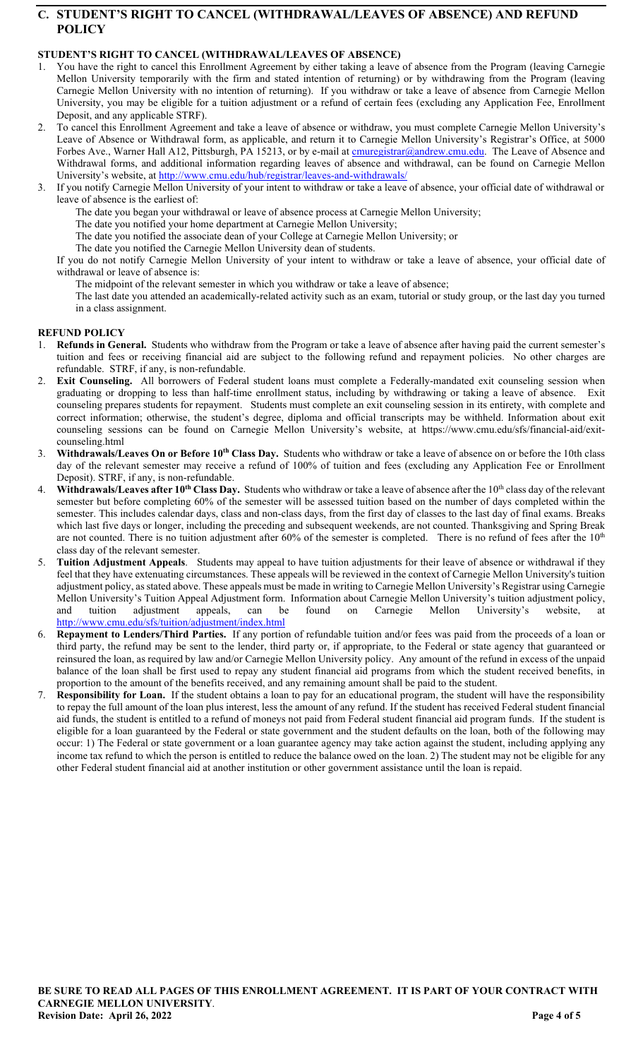## C. STUDENT'S RIGHT TO CANCEL (WITHDRAWAL/LEAVES OF ABSENCE) AND REFUND POLICY

### STUDENT'S RIGHT TO CANCEL (WITHDRAWAL/LEAVES OF ABSENCE)

1. You have the right to cancel this Enrollment Agreement by either taking a leave of absence from the Program (leaving Carnegie Mellon University temporarily with the firm and stated intention of returning) or by withdrawing from the Program (leaving Carnegie Mellon University with no intention of returning). If you withdraw or take a leave of absence from Carnegie Mellon University, you may be eligible for a tuition adjustment or a refund of certain fees (excluding any Application Fee, Enrollment Deposit, and any applicable STRF).
2. To cancel this Enrollment Agreement and take a leave of absence or withdraw, you must complete Carnegie Mellon University's Leave of Absence or Withdrawal form, as applicable, and return it to Carnegie Mellon University's Registrar's Office, at 5000 Forbes Ave., Warner Hall A12, Pittsburgh, PA 15213, or by e-mail at cmuregistrar@andrew.cmu.edu. The Leave of Absence and Withdrawal forms, and additional information regarding leaves of absence and withdrawal, can be found on Carnegie Mellon University's website, at http://www.cmu.edu/hub/registrar/leaves-and-withdrawals/
3. If you notify Carnegie Mellon University of your intent to withdraw or take a leave of absence, your official date of withdrawal or leave of absence is the earliest of:

   The date you began your withdrawal or leave of absence process at Carnegie Mellon University;

   The date you notified your home department at Carnegie Mellon University;

   The date you notified the associate dean of your College at Carnegie Mellon University; or

   The date you notified the Carnegie Mellon University dean of students.

   If you do not notify Carnegie Mellon University of your intent to withdraw or take a leave of absence, your official date of withdrawal or leave of absence is:

   The midpoint of the relevant semester in which you withdraw or take a leave of absence;

   The last date you attended an academically-related activity such as an exam, tutorial or study group, or the last day you turned in a class assignment.

### REFUND POLICY

1. **Refunds in General.** Students who withdraw from the Program or take a leave of absence after having paid the current semester's tuition and fees or receiving financial aid are subject to the following refund and repayment policies. No other charges are refundable. STRF, if any, is non-refundable.
2. **Exit Counseling.** All borrowers of Federal student loans must complete a Federally-mandated exit counseling session when graduating or dropping to less than half-time enrollment status, including by withdrawing or taking a leave of absence. Exit counseling prepares students for repayment. Students must complete an exit counseling session in its entirety, with complete and correct information; otherwise, the student's degree, diploma and official transcripts may be withheld. Information about exit counseling sessions can be found on Carnegie Mellon University's website, at https://www.cmu.edu/sfs/financial-aid/exit-counseling.html
3. **Withdrawals/Leaves On or Before 10th Class Day.** Students who withdraw or take a leave of absence on or before the 10th class day of the relevant semester may receive a refund of 100% of tuition and fees (excluding any Application Fee or Enrollment Deposit). STRF, if any, is non-refundable.
4. **Withdrawals/Leaves after 10th Class Day.** Students who withdraw or take a leave of absence after the 10th class day of the relevant semester but before completing 60% of the semester will be assessed tuition based on the number of days completed within the semester. This includes calendar days, class and non-class days, from the first day of classes to the last day of final exams. Breaks which last five days or longer, including the preceding and subsequent weekends, are not counted. Thanksgiving and Spring Break are not counted. There is no tuition adjustment after 60% of the semester is completed. There is no refund of fees after the 10th class day of the relevant semester.
5. **Tuition Adjustment Appeals**. Students may appeal to have tuition adjustments for their leave of absence or withdrawal if they feel that they have extenuating circumstances. These appeals will be reviewed in the context of Carnegie Mellon University's tuition adjustment policy, as stated above. These appeals must be made in writing to Carnegie Mellon University's Registrar using Carnegie Mellon University's Tuition Appeal Adjustment form. Information about Carnegie Mellon University's tuition adjustment policy, and tuition adjustment appeals, can be found on Carnegie Mellon University's website, at http://www.cmu.edu/sfs/tuition/adjustment/index.html
6. **Repayment to Lenders/Third Parties.** If any portion of refundable tuition and/or fees was paid from the proceeds of a loan or third party, the refund may be sent to the lender, third party or, if appropriate, to the Federal or state agency that guaranteed or reinsured the loan, as required by law and/or Carnegie Mellon University policy. Any amount of the refund in excess of the unpaid balance of the loan shall be first used to repay any student financial aid programs from which the student received benefits, in proportion to the amount of the benefits received, and any remaining amount shall be paid to the student.
7. **Responsibility for Loan.** If the student obtains a loan to pay for an educational program, the student will have the responsibility to repay the full amount of the loan plus interest, less the amount of any refund. If the student has received Federal student financial aid funds, the student is entitled to a refund of moneys not paid from Federal student financial aid program funds. If the student is eligible for a loan guaranteed by the Federal or state government and the student defaults on the loan, both of the following may occur: 1) The Federal or state government or a loan guarantee agency may take action against the student, including applying any income tax refund to which the person is entitled to reduce the balance owed on the loan. 2) The student may not be eligible for any other Federal student financial aid at another institution or other government assistance until the loan is repaid.

**BE SURE TO READ ALL PAGES OF THIS ENROLLMENT AGREEMENT. IT IS PART OF YOUR CONTRACT WITH CARNEGIE MELLON UNIVERSITY**.
**Revision Date: April 26, 2022**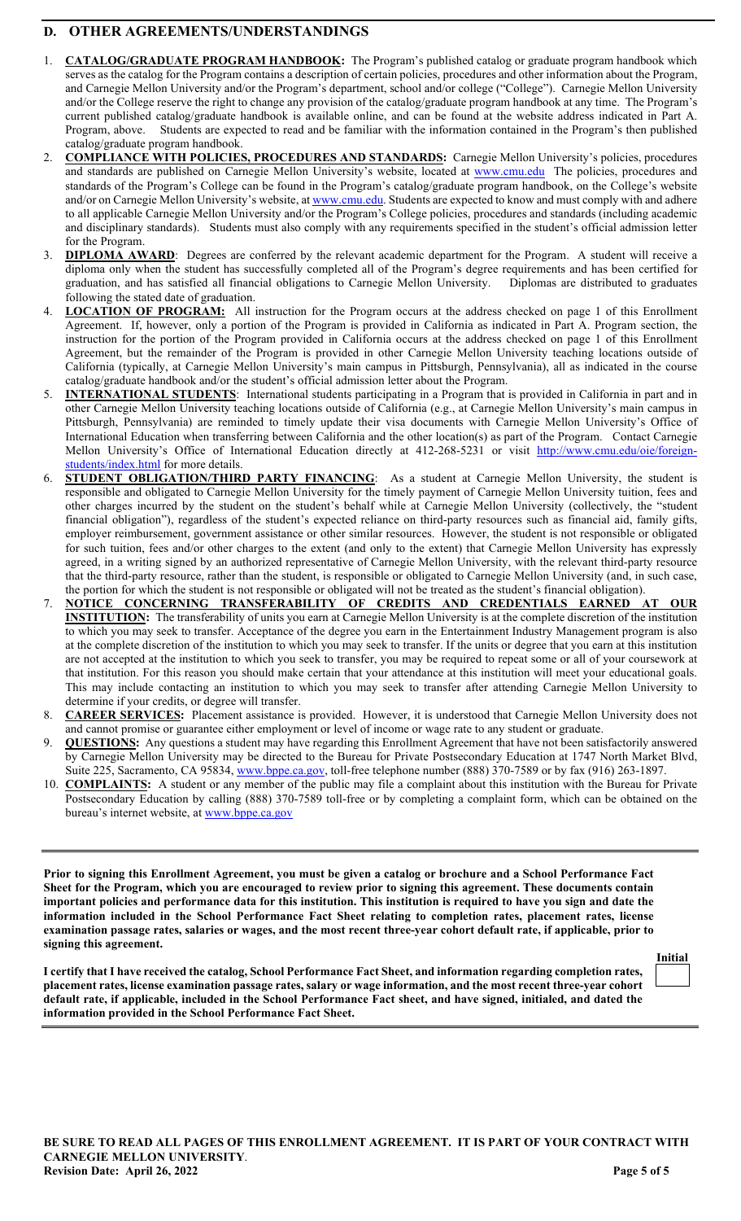## D. OTHER AGREEMENTS/UNDERSTANDINGS

1. **CATALOG/GRADUATE PROGRAM HANDBOOK:** The Program's published catalog or graduate program handbook which serves as the catalog for the Program contains a description of certain policies, procedures and other information about the Program, and Carnegie Mellon University and/or the Program's department, school and/or college ("College"). Carnegie Mellon University and/or the College reserve the right to change any provision of the catalog/graduate program handbook at any time. The Program's current published catalog/graduate handbook is available online, and can be found at the website address indicated in Part A. Program, above. Students are expected to read and be familiar with the information contained in the Program's then published catalog/graduate program handbook.
2. **COMPLIANCE WITH POLICIES, PROCEDURES AND STANDARDS:** Carnegie Mellon University's policies, procedures and standards are published on Carnegie Mellon University's website, located at www.cmu.edu The policies, procedures and standards of the Program's College can be found in the Program's catalog/graduate program handbook, on the College's website and/or on Carnegie Mellon University's website, at www.cmu.edu. Students are expected to know and must comply with and adhere to all applicable Carnegie Mellon University and/or the Program's College policies, procedures and standards (including academic and disciplinary standards). Students must also comply with any requirements specified in the student's official admission letter for the Program.
3. **DIPLOMA AWARD**: Degrees are conferred by the relevant academic department for the Program. A student will receive a diploma only when the student has successfully completed all of the Program's degree requirements and has been certified for graduation, and has satisfied all financial obligations to Carnegie Mellon University. Diplomas are distributed to graduates following the stated date of graduation.
4. **LOCATION OF PROGRAM:** All instruction for the Program occurs at the address checked on page 1 of this Enrollment Agreement. If, however, only a portion of the Program is provided in California as indicated in Part A. Program section, the instruction for the portion of the Program provided in California occurs at the address checked on page 1 of this Enrollment Agreement, but the remainder of the Program is provided in other Carnegie Mellon University teaching locations outside of California (typically, at Carnegie Mellon University's main campus in Pittsburgh, Pennsylvania), all as indicated in the course catalog/graduate handbook and/or the student's official admission letter about the Program.
5. **INTERNATIONAL STUDENTS**: International students participating in a Program that is provided in California in part and in other Carnegie Mellon University teaching locations outside of California (e.g., at Carnegie Mellon University's main campus in Pittsburgh, Pennsylvania) are reminded to timely update their visa documents with Carnegie Mellon University's Office of International Education when transferring between California and the other location(s) as part of the Program. Contact Carnegie Mellon University's Office of International Education directly at 412-268-5231 or visit http://www.cmu.edu/oie/foreign-students/index.html for more details.
6. **STUDENT OBLIGATION/THIRD PARTY FINANCING**: As a student at Carnegie Mellon University, the student is responsible and obligated to Carnegie Mellon University for the timely payment of Carnegie Mellon University tuition, fees and other charges incurred by the student on the student's behalf while at Carnegie Mellon University (collectively, the "student financial obligation"), regardless of the student's expected reliance on third-party resources such as financial aid, family gifts, employer reimbursement, government assistance or other similar resources. However, the student is not responsible or obligated for such tuition, fees and/or other charges to the extent (and only to the extent) that Carnegie Mellon University has expressly agreed, in a writing signed by an authorized representative of Carnegie Mellon University, with the relevant third-party resource that the third-party resource, rather than the student, is responsible or obligated to Carnegie Mellon University (and, in such case, the portion for which the student is not responsible or obligated will not be treated as the student's financial obligation).
7. **NOTICE CONCERNING TRANSFERABILITY OF CREDITS AND CREDENTIALS EARNED AT OUR INSTITUTION:** The transferability of units you earn at Carnegie Mellon University is at the complete discretion of the institution to which you may seek to transfer. Acceptance of the degree you earn in the Entertainment Industry Management program is also at the complete discretion of the institution to which you may seek to transfer. If the units or degree that you earn at this institution are not accepted at the institution to which you seek to transfer, you may be required to repeat some or all of your coursework at that institution. For this reason you should make certain that your attendance at this institution will meet your educational goals. This may include contacting an institution to which you may seek to transfer after attending Carnegie Mellon University to determine if your credits, or degree will transfer.
8. **CAREER SERVICES:** Placement assistance is provided. However, it is understood that Carnegie Mellon University does not and cannot promise or guarantee either employment or level of income or wage rate to any student or graduate.
9. **QUESTIONS:** Any questions a student may have regarding this Enrollment Agreement that have not been satisfactorily answered by Carnegie Mellon University may be directed to the Bureau for Private Postsecondary Education at 1747 North Market Blvd, Suite 225, Sacramento, CA 95834, www.bppe.ca.gov, toll-free telephone number (888) 370-7589 or by fax (916) 263-1897.
10. **COMPLAINTS:** A student or any member of the public may file a complaint about this institution with the Bureau for Private Postsecondary Education by calling (888) 370-7589 toll-free or by completing a complaint form, which can be obtained on the bureau's internet website, at www.bppe.ca.gov

---

**Prior to signing this Enrollment Agreement, you must be given a catalog or brochure and a School Performance Fact Sheet for the Program, which you are encouraged to review prior to signing this agreement. These documents contain important policies and performance data for this institution. This institution is required to have you sign and date the information included in the School Performance Fact Sheet relating to completion rates, placement rates, license examination passage rates, salaries or wages, and the most recent three-year cohort default rate, if applicable, prior to signing this agreement.**

**I certify that I have received the catalog, School Performance Fact Sheet, and information regarding completion rates, placement rates, license examination passage rates, salary or wage information, and the most recent three-year cohort default rate, if applicable, included in the School Performance Fact sheet, and have signed, initialed, and dated the information provided in the School Performance Fact Sheet.**

**Initial** ______

---

**BE SURE TO READ ALL PAGES OF THIS ENROLLMENT AGREEMENT. IT IS PART OF YOUR CONTRACT WITH CARNEGIE MELLON UNIVERSITY**.

**Revision Date: April 26, 2022**